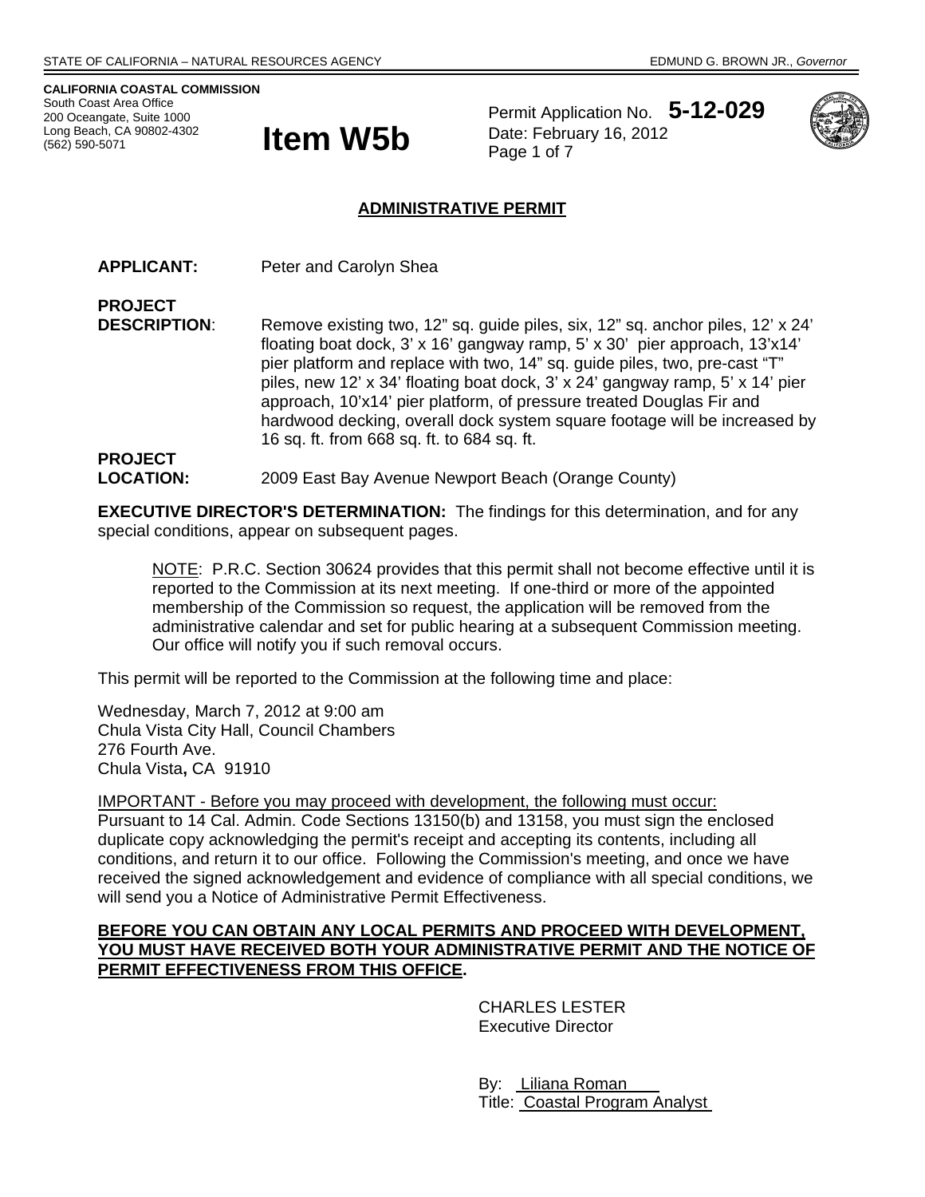STATE OF CALIFORNIA – NATURAL RESOURCES AGENCY EDMUND G. BROWN JR., *Governor*

**CALIFORNIA COASTAL COMMISSION**
South Coast Area Office
200 Oceangate, Suite 1000
Long Beach, CA 90802-4302
(562) 590-5071

# Item W5b

Permit Application No. **5-12-029**
Date: February 16, 2012

## ADMINISTRATIVE PERMIT

**APPLICANT:** Peter and Carolyn Shea

**PROJECT DESCRIPTION:** Remove existing two, 12" sq. guide piles, six, 12" sq. anchor piles, 12' x 24' floating boat dock, 3' x 16' gangway ramp, 5' x 30' pier approach, 13'x14' pier platform and replace with two, 14" sq. guide piles, two, pre-cast "T" piles, new 12' x 34' floating boat dock, 3' x 24' gangway ramp, 5' x 14' pier approach, 10'x14' pier platform, of pressure treated Douglas Fir and hardwood decking, overall dock system square footage will be increased by 16 sq. ft. from 668 sq. ft. to 684 sq. ft.

**PROJECT LOCATION:** 2009 East Bay Avenue Newport Beach (Orange County)

**EXECUTIVE DIRECTOR'S DETERMINATION:** The findings for this determination, and for any special conditions, appear on subsequent pages.

NOTE: P.R.C. Section 30624 provides that this permit shall not become effective until it is reported to the Commission at its next meeting. If one-third or more of the appointed membership of the Commission so request, the application will be removed from the administrative calendar and set for public hearing at a subsequent Commission meeting. Our office will notify you if such removal occurs.

This permit will be reported to the Commission at the following time and place:

Wednesday, March 7, 2012 at 9:00 am
Chula Vista City Hall, Council Chambers
276 Fourth Ave.
Chula Vista**,** CA 91910

IMPORTANT - Before you may proceed with development, the following must occur:
Pursuant to 14 Cal. Admin. Code Sections 13150(b) and 13158, you must sign the enclosed duplicate copy acknowledging the permit's receipt and accepting its contents, including all conditions, and return it to our office. Following the Commission's meeting, and once we have received the signed acknowledgement and evidence of compliance with all special conditions, we will send you a Notice of Administrative Permit Effectiveness.

**BEFORE YOU CAN OBTAIN ANY LOCAL PERMITS AND PROCEED WITH DEVELOPMENT, YOU MUST HAVE RECEIVED BOTH YOUR ADMINISTRATIVE PERMIT AND THE NOTICE OF PERMIT EFFECTIVENESS FROM THIS OFFICE.**

CHARLES LESTER
Executive Director

By: Liliana Roman
Title: Coastal Program Analyst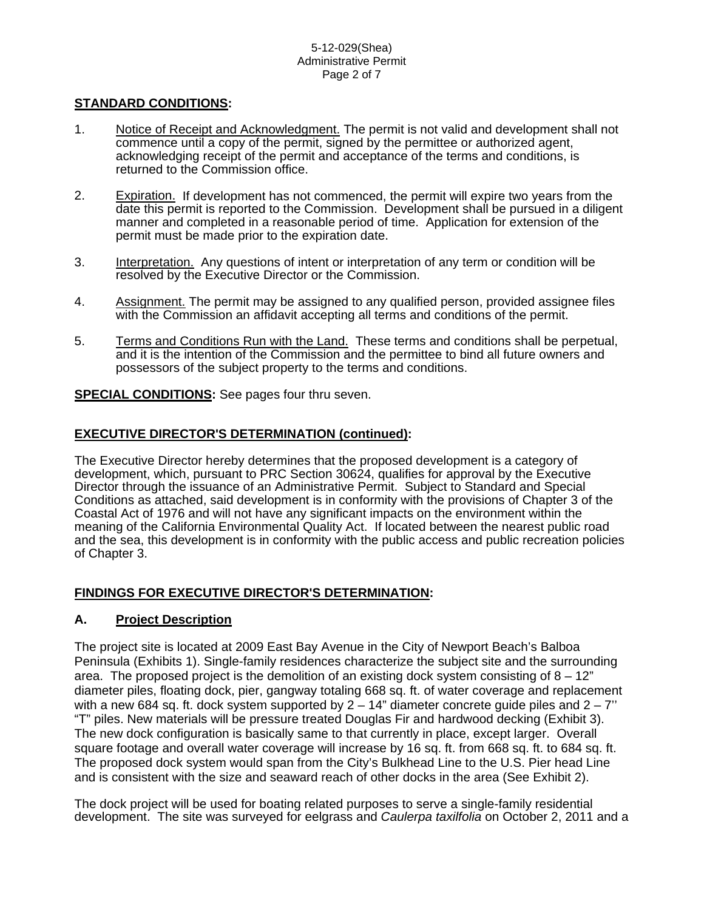**STANDARD CONDITIONS:**

1. Notice of Receipt and Acknowledgment. The permit is not valid and development shall not commence until a copy of the permit, signed by the permittee or authorized agent, acknowledging receipt of the permit and acceptance of the terms and conditions, is returned to the Commission office.

2. Expiration. If development has not commenced, the permit will expire two years from the date this permit is reported to the Commission. Development shall be pursued in a diligent manner and completed in a reasonable period of time. Application for extension of the permit must be made prior to the expiration date.

3. Interpretation. Any questions of intent or interpretation of any term or condition will be resolved by the Executive Director or the Commission.

4. Assignment. The permit may be assigned to any qualified person, provided assignee files with the Commission an affidavit accepting all terms and conditions of the permit.

5. Terms and Conditions Run with the Land. These terms and conditions shall be perpetual, and it is the intention of the Commission and the permittee to bind all future owners and possessors of the subject property to the terms and conditions.

**SPECIAL CONDITIONS:** See pages four thru seven.

**EXECUTIVE DIRECTOR'S DETERMINATION (continued):**

The Executive Director hereby determines that the proposed development is a category of development, which, pursuant to PRC Section 30624, qualifies for approval by the Executive Director through the issuance of an Administrative Permit. Subject to Standard and Special Conditions as attached, said development is in conformity with the provisions of Chapter 3 of the Coastal Act of 1976 and will not have any significant impacts on the environment within the meaning of the California Environmental Quality Act. If located between the nearest public road and the sea, this development is in conformity with the public access and public recreation policies of Chapter 3.

**FINDINGS FOR EXECUTIVE DIRECTOR'S DETERMINATION:**

## A. Project Description

The project site is located at 2009 East Bay Avenue in the City of Newport Beach's Balboa Peninsula (Exhibits 1). Single-family residences characterize the subject site and the surrounding area. The proposed project is the demolition of an existing dock system consisting of 8 – 12" diameter piles, floating dock, pier, gangway totaling 668 sq. ft. of water coverage and replacement with a new 684 sq. ft. dock system supported by 2 – 14" diameter concrete guide piles and 2 – 7'' "T" piles. New materials will be pressure treated Douglas Fir and hardwood decking (Exhibit 3). The new dock configuration is basically same to that currently in place, except larger. Overall square footage and overall water coverage will increase by 16 sq. ft. from 668 sq. ft. to 684 sq. ft. The proposed dock system would span from the City's Bulkhead Line to the U.S. Pier head Line and is consistent with the size and seaward reach of other docks in the area (See Exhibit 2).

The dock project will be used for boating related purposes to serve a single-family residential development. The site was surveyed for eelgrass and *Caulerpa taxilfolia* on October 2, 2011 and a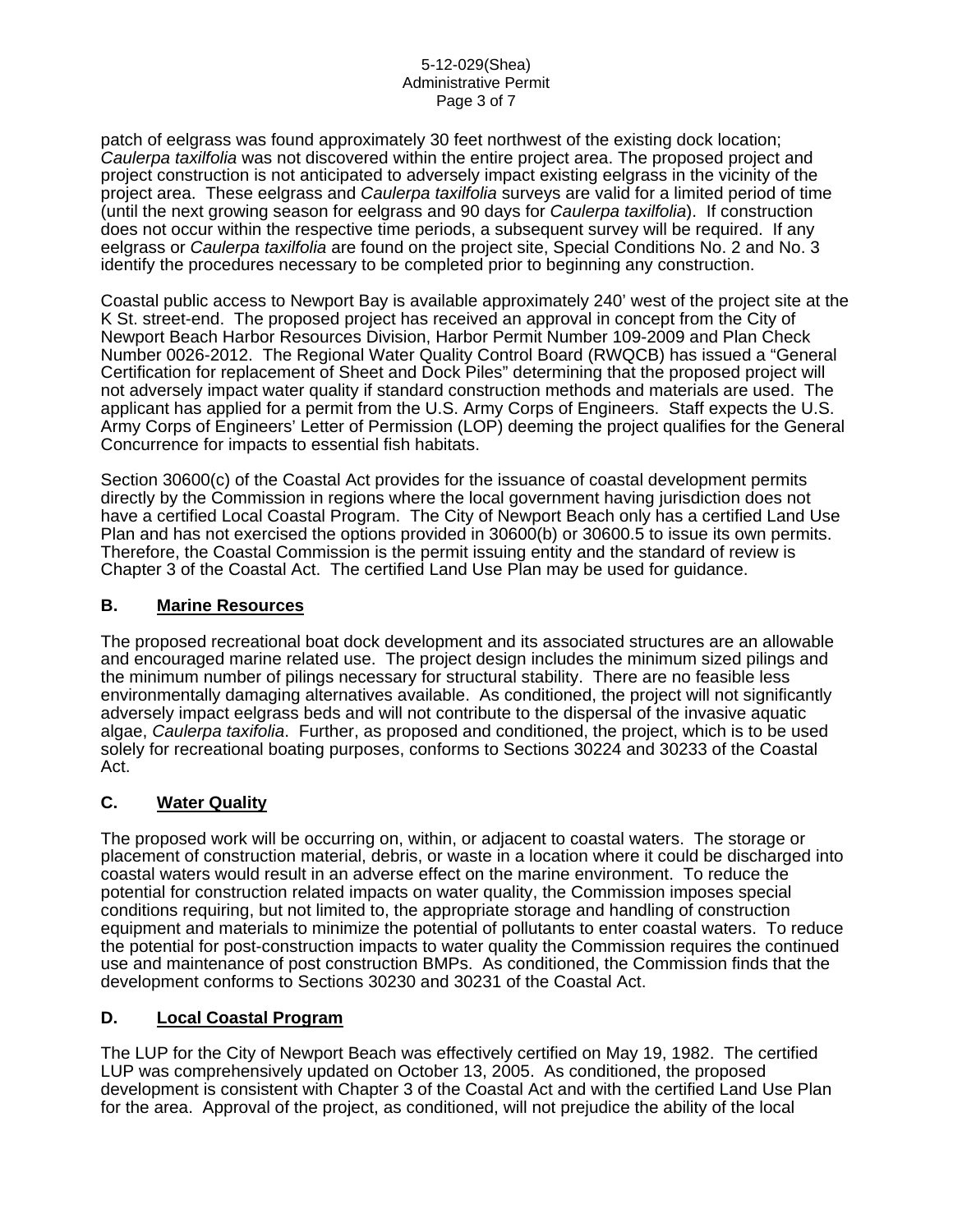patch of eelgrass was found approximately 30 feet northwest of the existing dock location; *Caulerpa taxilfolia* was not discovered within the entire project area. The proposed project and project construction is not anticipated to adversely impact existing eelgrass in the vicinity of the project area. These eelgrass and *Caulerpa taxilfolia* surveys are valid for a limited period of time (until the next growing season for eelgrass and 90 days for *Caulerpa taxilfolia*). If construction does not occur within the respective time periods, a subsequent survey will be required. If any eelgrass or *Caulerpa taxilfolia* are found on the project site, Special Conditions No. 2 and No. 3 identify the procedures necessary to be completed prior to beginning any construction.

Coastal public access to Newport Bay is available approximately 240' west of the project site at the K St. street-end. The proposed project has received an approval in concept from the City of Newport Beach Harbor Resources Division, Harbor Permit Number 109-2009 and Plan Check Number 0026-2012. The Regional Water Quality Control Board (RWQCB) has issued a "General Certification for replacement of Sheet and Dock Piles" determining that the proposed project will not adversely impact water quality if standard construction methods and materials are used. The applicant has applied for a permit from the U.S. Army Corps of Engineers. Staff expects the U.S. Army Corps of Engineers' Letter of Permission (LOP) deeming the project qualifies for the General Concurrence for impacts to essential fish habitats.

Section 30600(c) of the Coastal Act provides for the issuance of coastal development permits directly by the Commission in regions where the local government having jurisdiction does not have a certified Local Coastal Program. The City of Newport Beach only has a certified Land Use Plan and has not exercised the options provided in 30600(b) or 30600.5 to issue its own permits. Therefore, the Coastal Commission is the permit issuing entity and the standard of review is Chapter 3 of the Coastal Act. The certified Land Use Plan may be used for guidance.

## B. Marine Resources

The proposed recreational boat dock development and its associated structures are an allowable and encouraged marine related use. The project design includes the minimum sized pilings and the minimum number of pilings necessary for structural stability. There are no feasible less environmentally damaging alternatives available. As conditioned, the project will not significantly adversely impact eelgrass beds and will not contribute to the dispersal of the invasive aquatic algae, *Caulerpa taxilfolia*. Further, as proposed and conditioned, the project, which is to be used solely for recreational boating purposes, conforms to Sections 30224 and 30233 of the Coastal Act.

## C. Water Quality

The proposed work will be occurring on, within, or adjacent to coastal waters. The storage or placement of construction material, debris, or waste in a location where it could be discharged into coastal waters would result in an adverse effect on the marine environment. To reduce the potential for construction related impacts on water quality, the Commission imposes special conditions requiring, but not limited to, the appropriate storage and handling of construction equipment and materials to minimize the potential of pollutants to enter coastal waters. To reduce the potential for post-construction impacts to water quality the Commission requires the continued use and maintenance of post construction BMPs. As conditioned, the Commission finds that the development conforms to Sections 30230 and 30231 of the Coastal Act.

## D. Local Coastal Program

The LUP for the City of Newport Beach was effectively certified on May 19, 1982. The certified LUP was comprehensively updated on October 13, 2005. As conditioned, the proposed development is consistent with Chapter 3 of the Coastal Act and with the certified Land Use Plan for the area. Approval of the project, as conditioned, will not prejudice the ability of the local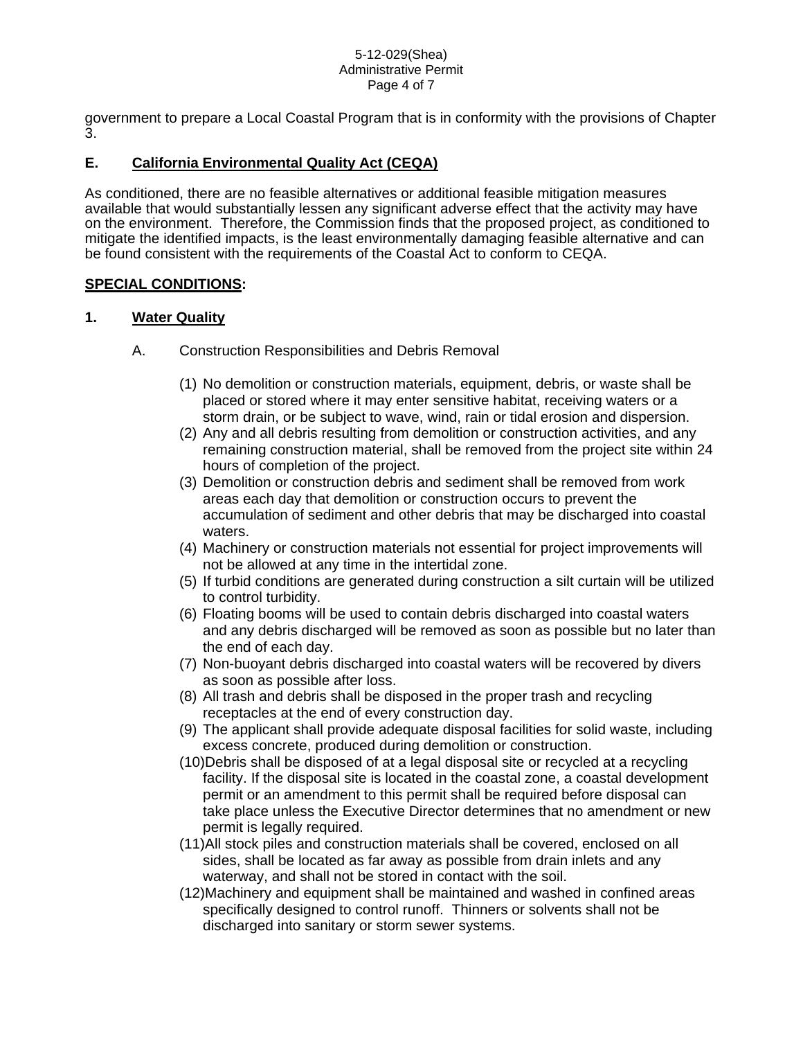government to prepare a Local Coastal Program that is in conformity with the provisions of Chapter 3.

## E. California Environmental Quality Act (CEQA)

As conditioned, there are no feasible alternatives or additional feasible mitigation measures available that would substantially lessen any significant adverse effect that the activity may have on the environment. Therefore, the Commission finds that the proposed project, as conditioned to mitigate the identified impacts, is the least environmentally damaging feasible alternative and can be found consistent with the requirements of the Coastal Act to conform to CEQA.

## SPECIAL CONDITIONS:

### 1. Water Quality

A. Construction Responsibilities and Debris Removal

(1) No demolition or construction materials, equipment, debris, or waste shall be placed or stored where it may enter sensitive habitat, receiving waters or a storm drain, or be subject to wave, wind, rain or tidal erosion and dispersion.

(2) Any and all debris resulting from demolition or construction activities, and any remaining construction material, shall be removed from the project site within 24 hours of completion of the project.

(3) Demolition or construction debris and sediment shall be removed from work areas each day that demolition or construction occurs to prevent the accumulation of sediment and other debris that may be discharged into coastal waters.

(4) Machinery or construction materials not essential for project improvements will not be allowed at any time in the intertidal zone.

(5) If turbid conditions are generated during construction a silt curtain will be utilized to control turbidity.

(6) Floating booms will be used to contain debris discharged into coastal waters and any debris discharged will be removed as soon as possible but no later than the end of each day.

(7) Non-buoyant debris discharged into coastal waters will be recovered by divers as soon as possible after loss.

(8) All trash and debris shall be disposed in the proper trash and recycling receptacles at the end of every construction day.

(9) The applicant shall provide adequate disposal facilities for solid waste, including excess concrete, produced during demolition or construction.

(10) Debris shall be disposed of at a legal disposal site or recycled at a recycling facility. If the disposal site is located in the coastal zone, a coastal development permit or an amendment to this permit shall be required before disposal can take place unless the Executive Director determines that no amendment or new permit is legally required.

(11) All stock piles and construction materials shall be covered, enclosed on all sides, shall be located as far away as possible from drain inlets and any waterway, and shall not be stored in contact with the soil.

(12) Machinery and equipment shall be maintained and washed in confined areas specifically designed to control runoff. Thinners or solvents shall not be discharged into sanitary or storm sewer systems.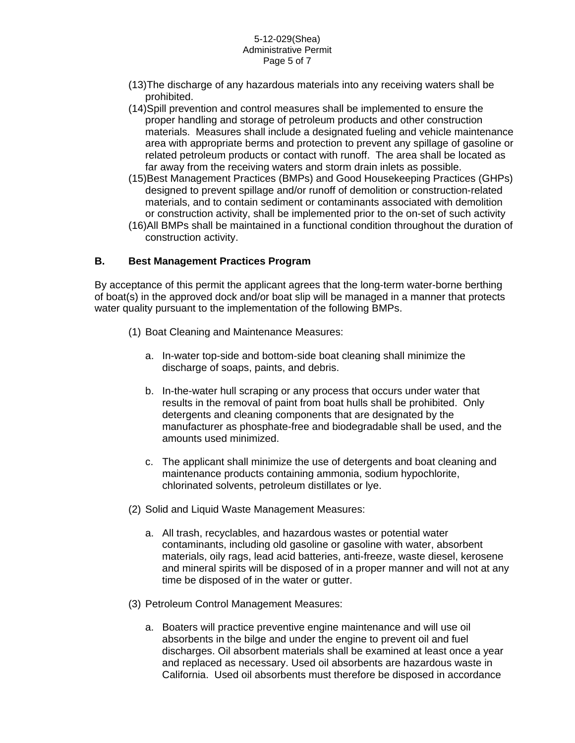(13) The discharge of any hazardous materials into any receiving waters shall be prohibited.

(14) Spill prevention and control measures shall be implemented to ensure the proper handling and storage of petroleum products and other construction materials. Measures shall include a designated fueling and vehicle maintenance area with appropriate berms and protection to prevent any spillage of gasoline or related petroleum products or contact with runoff. The area shall be located as far away from the receiving waters and storm drain inlets as possible.

(15) Best Management Practices (BMPs) and Good Housekeeping Practices (GHPs) designed to prevent spillage and/or runoff of demolition or construction-related materials, and to contain sediment or contaminants associated with demolition or construction activity, shall be implemented prior to the on-set of such activity

(16) All BMPs shall be maintained in a functional condition throughout the duration of construction activity.

## B. Best Management Practices Program

By acceptance of this permit the applicant agrees that the long-term water-borne berthing of boat(s) in the approved dock and/or boat slip will be managed in a manner that protects water quality pursuant to the implementation of the following BMPs.

(1) Boat Cleaning and Maintenance Measures:

   a. In-water top-side and bottom-side boat cleaning shall minimize the discharge of soaps, paints, and debris.

   b. In-the-water hull scraping or any process that occurs under water that results in the removal of paint from boat hulls shall be prohibited. Only detergents and cleaning components that are designated by the manufacturer as phosphate-free and biodegradable shall be used, and the amounts used minimized.

   c. The applicant shall minimize the use of detergents and boat cleaning and maintenance products containing ammonia, sodium hypochlorite, chlorinated solvents, petroleum distillates or lye.

(2) Solid and Liquid Waste Management Measures:

   a. All trash, recyclables, and hazardous wastes or potential water contaminants, including old gasoline or gasoline with water, absorbent materials, oily rags, lead acid batteries, anti-freeze, waste diesel, kerosene and mineral spirits will be disposed of in a proper manner and will not at any time be disposed of in the water or gutter.

(3) Petroleum Control Management Measures:

   a. Boaters will practice preventive engine maintenance and will use oil absorbents in the bilge and under the engine to prevent oil and fuel discharges. Oil absorbent materials shall be examined at least once a year and replaced as necessary. Used oil absorbents are hazardous waste in California. Used oil absorbents must therefore be disposed in accordance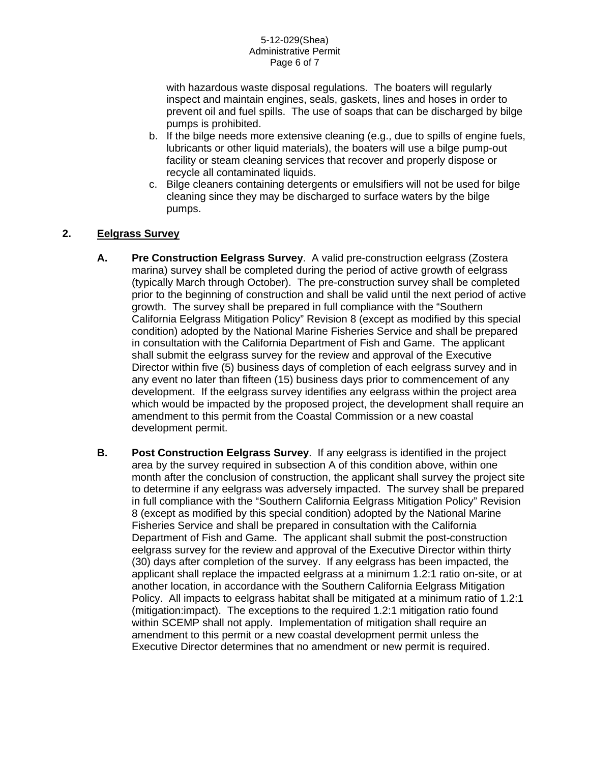with hazardous waste disposal regulations. The boaters will regularly inspect and maintain engines, seals, gaskets, lines and hoses in order to prevent oil and fuel spills. The use of soaps that can be discharged by bilge pumps is prohibited.

b. If the bilge needs more extensive cleaning (e.g., due to spills of engine fuels, lubricants or other liquid materials), the boaters will use a bilge pump-out facility or steam cleaning services that recover and properly dispose or recycle all contaminated liquids.

c. Bilge cleaners containing detergents or emulsifiers will not be used for bilge cleaning since they may be discharged to surface waters by the bilge pumps.

**2. Eelgrass Survey**

**A. Pre Construction Eelgrass Survey**. A valid pre-construction eelgrass (Zostera marina) survey shall be completed during the period of active growth of eelgrass (typically March through October). The pre-construction survey shall be completed prior to the beginning of construction and shall be valid until the next period of active growth. The survey shall be prepared in full compliance with the "Southern California Eelgrass Mitigation Policy" Revision 8 (except as modified by this special condition) adopted by the National Marine Fisheries Service and shall be prepared in consultation with the California Department of Fish and Game. The applicant shall submit the eelgrass survey for the review and approval of the Executive Director within five (5) business days of completion of each eelgrass survey and in any event no later than fifteen (15) business days prior to commencement of any development. If the eelgrass survey identifies any eelgrass within the project area which would be impacted by the proposed project, the development shall require an amendment to this permit from the Coastal Commission or a new coastal development permit.

**B. Post Construction Eelgrass Survey**. If any eelgrass is identified in the project area by the survey required in subsection A of this condition above, within one month after the conclusion of construction, the applicant shall survey the project site to determine if any eelgrass was adversely impacted. The survey shall be prepared in full compliance with the "Southern California Eelgrass Mitigation Policy" Revision 8 (except as modified by this special condition) adopted by the National Marine Fisheries Service and shall be prepared in consultation with the California Department of Fish and Game. The applicant shall submit the post-construction eelgrass survey for the review and approval of the Executive Director within thirty (30) days after completion of the survey. If any eelgrass has been impacted, the applicant shall replace the impacted eelgrass at a minimum 1.2:1 ratio on-site, or at another location, in accordance with the Southern California Eelgrass Mitigation Policy. All impacts to eelgrass habitat shall be mitigated at a minimum ratio of 1.2:1 (mitigation:impact). The exceptions to the required 1.2:1 mitigation ratio found within SCEMP shall not apply. Implementation of mitigation shall require an amendment to this permit or a new coastal development permit unless the Executive Director determines that no amendment or new permit is required.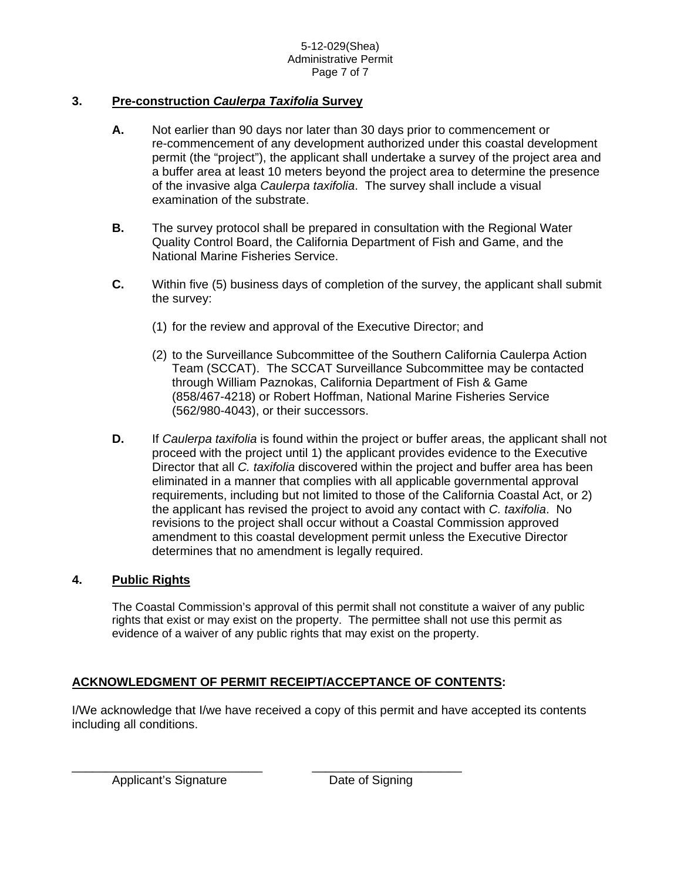### 3. <u>Pre-construction *Caulerpa Taxifolia* Survey</u>

**A.** Not earlier than 90 days nor later than 30 days prior to commencement or re-commencement of any development authorized under this coastal development permit (the "project"), the applicant shall undertake a survey of the project area and a buffer area at least 10 meters beyond the project area to determine the presence of the invasive alga *Caulerpa taxifolia*. The survey shall include a visual examination of the substrate.

**B.** The survey protocol shall be prepared in consultation with the Regional Water Quality Control Board, the California Department of Fish and Game, and the National Marine Fisheries Service.

**C.** Within five (5) business days of completion of the survey, the applicant shall submit the survey:

(1) for the review and approval of the Executive Director; and

(2) to the Surveillance Subcommittee of the Southern California Caulerpa Action Team (SCCAT). The SCCAT Surveillance Subcommittee may be contacted through William Paznokas, California Department of Fish & Game (858/467-4218) or Robert Hoffman, National Marine Fisheries Service (562/980-4043), or their successors.

**D.** If *Caulerpa taxifolia* is found within the project or buffer areas, the applicant shall not proceed with the project until 1) the applicant provides evidence to the Executive Director that all *C. taxifolia* discovered within the project and buffer area has been eliminated in a manner that complies with all applicable governmental approval requirements, including but not limited to those of the California Coastal Act, or 2) the applicant has revised the project to avoid any contact with *C. taxifolia*. No revisions to the project shall occur without a Coastal Commission approved amendment to this coastal development permit unless the Executive Director determines that no amendment is legally required.

### 4. <u>Public Rights</u>

The Coastal Commission's approval of this permit shall not constitute a waiver of any public rights that exist or may exist on the property. The permittee shall not use this permit as evidence of a waiver of any public rights that may exist on the property.

**<u>ACKNOWLEDGMENT OF PERMIT RECEIPT/ACCEPTANCE OF CONTENTS</u>:**

I/We acknowledge that I/we have received a copy of this permit and have accepted its contents including all conditions.

_____________________________ Applicant's Signature

_______________________ Date of Signing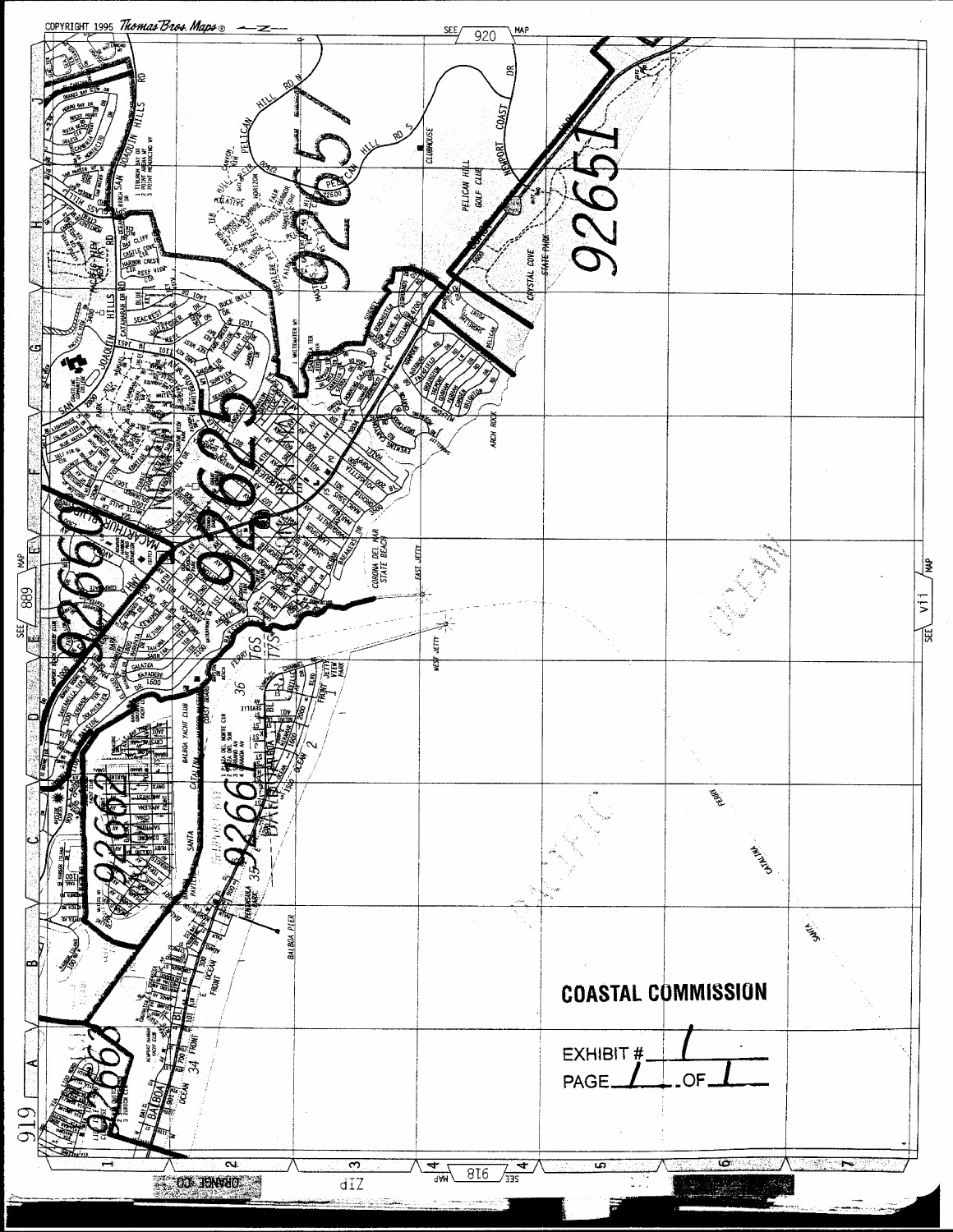COPYRIGHT 1995 Thomas Bros. Maps®

SEE 920 MAP

SEE 889 MAP

SEE vii MAP

SEE 918 MAP

919

ORANGE CO.

ZIP

PACIFIC

OCEAN

92657

92651

92625

92660

92662

92661

CORONA DEL MAR STATE BEACH

CRYSTAL COVE STATE PARK

PELICAN HILL GOLF CLUB

BALBOA PIER

EAST JETTY

WEST JETTY

ARCH ROCK

CATALINA FERRY

**COASTAL COMMISSION**

EXHIBIT # 1

PAGE 1 OF 1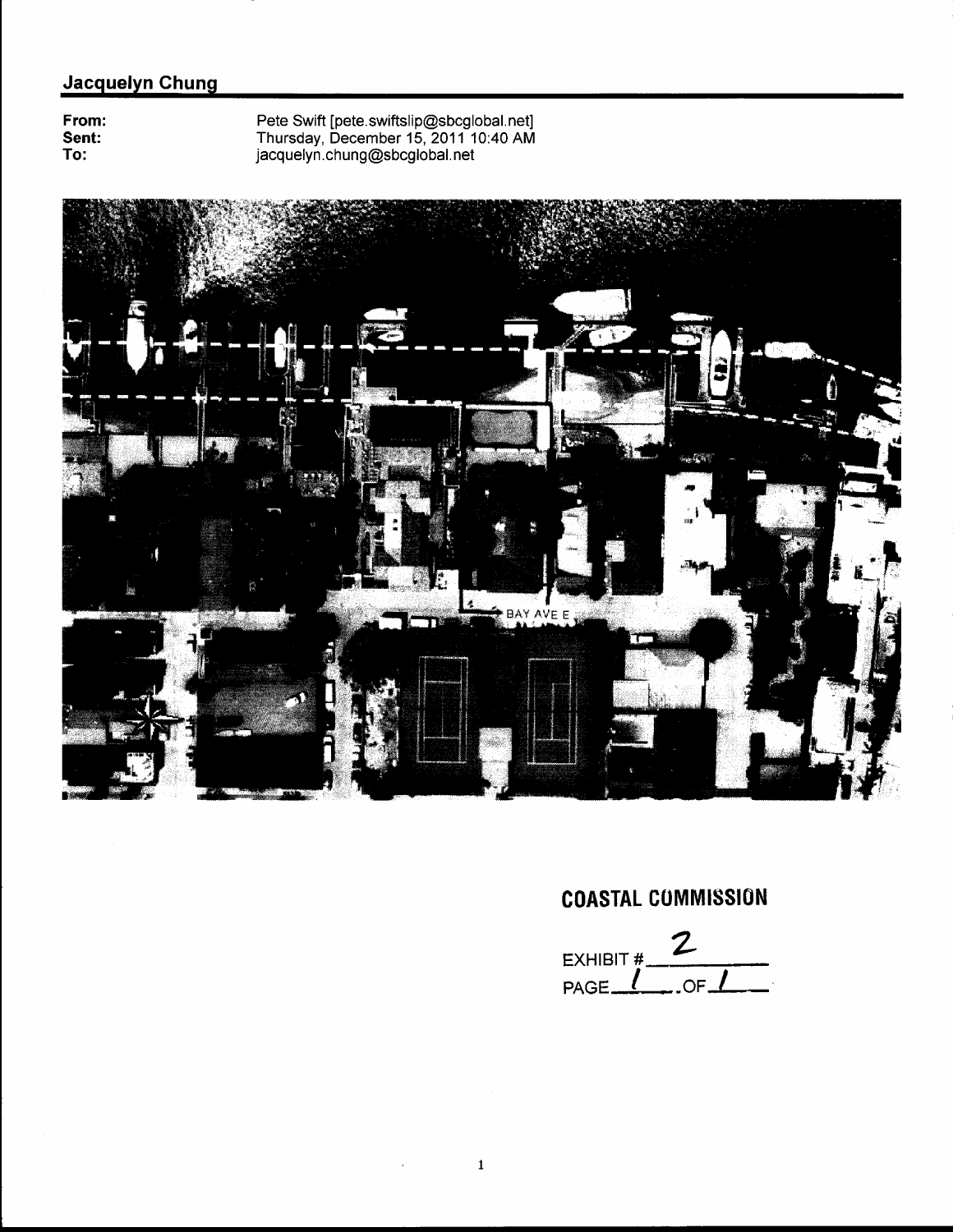## Jacquelyn Chung

**From:** Pete Swift [pete.swiftslip@sbcglobal.net]
**Sent:** Thursday, December 15, 2011 10:40 AM
**To:** jacquelyn.chung@sbcglobal.net

BAY AVE E

**COASTAL COMMISSION**

EXHIBIT # 2

PAGE 1 OF 1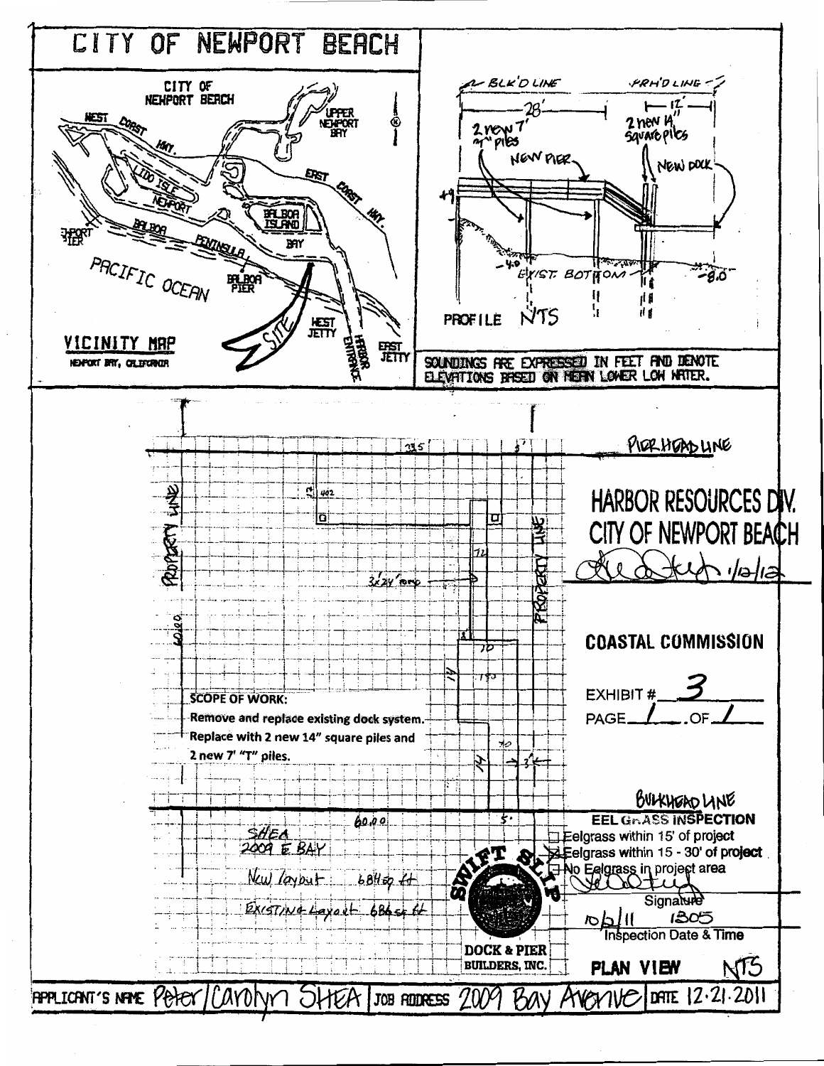# CITY OF NEWPORT BEACH

VICINITY MAP

NEWPORT BAY, CALIFORNIA

CITY OF NEWPORT BEACH

UPPER NEWPORT BAY

WEST COAST HWY.

EAST COAST HWY.

LIDO ISLE

NEWPORT

BALBOA ISLAND

BALBOA

PENINSULA

BAY

NEWPORT PIER

BALBOA PIER

PACIFIC OCEAN

SITE

WEST JETTY

HARBOR ENTRANCE

EAST JETTY

BLK'D LINE

PRH'D LINE

28'

12'

2 new 7' "T" piles

2 new 14" Square piles

NEW PIER

NEW DOCK

+9

-4.0

EXIST. BOTTOM

-8.0

PROFILE NTS

SOUNDINGS ARE EXPRESSED IN FEET AND DENOTE ELEVATIONS BASED ON MEAN LOWER LOW WATER.

PIERHEAD LINE

PROPERTY LINE

PROPERTY LINE

23.5

3'

13

402

12

3'x24' ramp

60.00

3

10

14

130

10

14

3'

**SCOPE OF WORK:**

Remove and replace existing dock system.

Replace with 2 new 14" square piles and 2 new 7' "T" piles.

BULKHEAD LINE

60.00

5'

SHEA

2009 E BAY

New layout 684 sq ft

EXISTING Layout 686 sq ft

HARBOR RESOURCES DIV.
CITY OF NEWPORT BEACH
1/12/12

**COASTAL COMMISSION**

EXHIBIT # 3

PAGE 1 OF 1

**EEL GRASS INSPECTION**

- ☐ Eelgrass within 15' of project
- ☒ Eelgrass within 15 - 30' of project
- ☐ No Eelgrass in project area

Signature

10/6/11 1305

Inspection Date & Time

SWIFT SLIP DOCK & PIER BUILDERS, INC.

PLAN VIEW NTS

APPLICANT'S NAME Peter/Carolyn SHEA | JOB ADDRESS 2009 Bay Avenue | DATE 12.21.2011